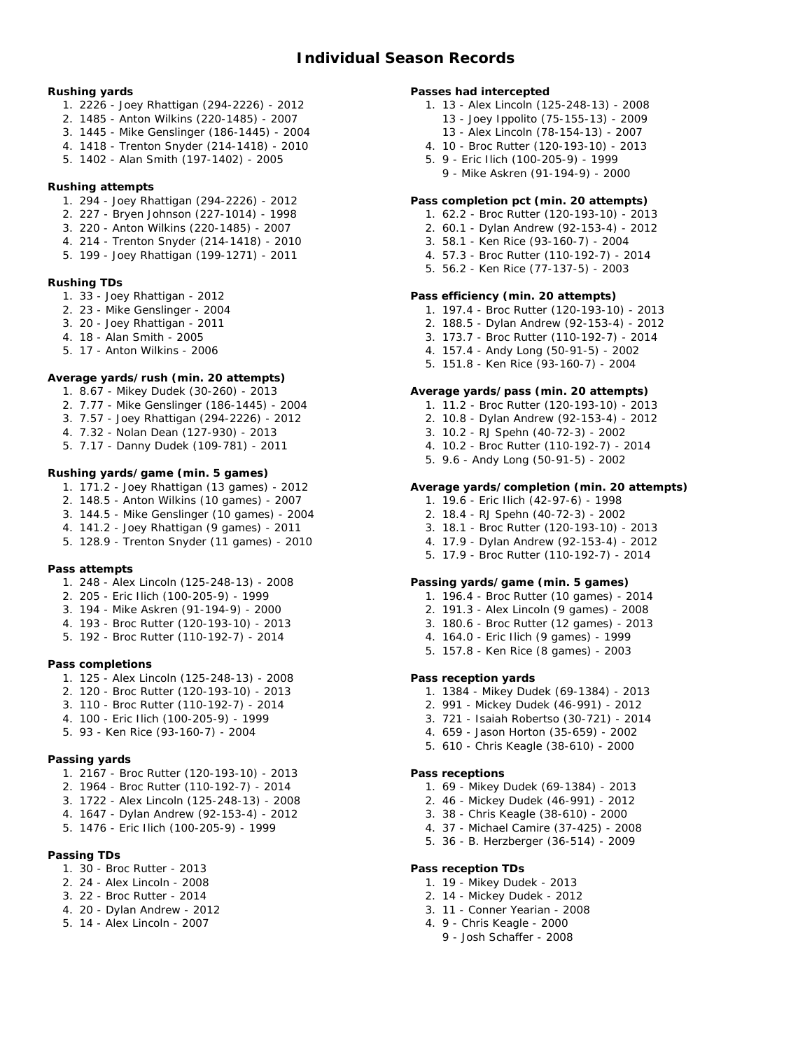# Individual Season Records

**Rushing yards**

1. 2226 - Joey Rhattigan (294-2226) - 2012
2. 1485 - Anton Wilkins (220-1485) - 2007
3. 1445 - Mike Genslinger (186-1445) - 2004
4. 1418 - Trenton Snyder (214-1418) - 2010
5. 1402 - Alan Smith (197-1402) - 2005

**Rushing attempts**

1. 294 - Joey Rhattigan (294-2226) - 2012
2. 227 - Bryen Johnson (227-1014) - 1998
3. 220 - Anton Wilkins (220-1485) - 2007
4. 214 - Trenton Snyder (214-1418) - 2010
5. 199 - Joey Rhattigan (199-1271) - 2011

**Rushing TDs**

1. 33 - Joey Rhattigan - 2012
2. 23 - Mike Genslinger - 2004
3. 20 - Joey Rhattigan - 2011
4. 18 - Alan Smith - 2005
5. 17 - Anton Wilkins - 2006

**Average yards/rush (min. 20 attempts)**

1. 8.67 - Mikey Dudek (30-260) - 2013
2. 7.77 - Mike Genslinger (186-1445) - 2004
3. 7.57 - Joey Rhattigan (294-2226) - 2012
4. 7.32 - Nolan Dean (127-930) - 2013
5. 7.17 - Danny Dudek (109-781) - 2011

**Rushing yards/game (min. 5 games)**

1. 171.2 - Joey Rhattigan (13 games) - 2012
2. 148.5 - Anton Wilkins (10 games) - 2007
3. 144.5 - Mike Genslinger (10 games) - 2004
4. 141.2 - Joey Rhattigan (9 games) - 2011
5. 128.9 - Trenton Snyder (11 games) - 2010

**Pass attempts**

1. 248 - Alex Lincoln (125-248-13) - 2008
2. 205 - Eric Ilich (100-205-9) - 1999
3. 194 - Mike Askren (91-194-9) - 2000
4. 193 - Broc Rutter (120-193-10) - 2013
5. 192 - Broc Rutter (110-192-7) - 2014

**Pass completions**

1. 125 - Alex Lincoln (125-248-13) - 2008
2. 120 - Broc Rutter (120-193-10) - 2013
3. 110 - Broc Rutter (110-192-7) - 2014
4. 100 - Eric Ilich (100-205-9) - 1999
5. 93 - Ken Rice (93-160-7) - 2004

**Passing yards**

1. 2167 - Broc Rutter (120-193-10) - 2013
2. 1964 - Broc Rutter (110-192-7) - 2014
3. 1722 - Alex Lincoln (125-248-13) - 2008
4. 1647 - Dylan Andrew (92-153-4) - 2012
5. 1476 - Eric Ilich (100-205-9) - 1999

**Passing TDs**

1. 30 - Broc Rutter - 2013
2. 24 - Alex Lincoln - 2008
3. 22 - Broc Rutter - 2014
4. 20 - Dylan Andrew - 2012
5. 14 - Alex Lincoln - 2007

**Passes had intercepted**

1. 13 - Alex Lincoln (125-248-13) - 2008
   13 - Joey Ippolito (75-155-13) - 2009
   13 - Alex Lincoln (78-154-13) - 2007
4. 10 - Broc Rutter (120-193-10) - 2013
5. 9 - Eric Ilich (100-205-9) - 1999
   9 - Mike Askren (91-194-9) - 2000

**Pass completion pct (min. 20 attempts)**

1. 62.2 - Broc Rutter (120-193-10) - 2013
2. 60.1 - Dylan Andrew (92-153-4) - 2012
3. 58.1 - Ken Rice (93-160-7) - 2004
4. 57.3 - Broc Rutter (110-192-7) - 2014
5. 56.2 - Ken Rice (77-137-5) - 2003

**Pass efficiency (min. 20 attempts)**

1. 197.4 - Broc Rutter (120-193-10) - 2013
2. 188.5 - Dylan Andrew (92-153-4) - 2012
3. 173.7 - Broc Rutter (110-192-7) - 2014
4. 157.4 - Andy Long (50-91-5) - 2002
5. 151.8 - Ken Rice (93-160-7) - 2004

**Average yards/pass (min. 20 attempts)**

1. 11.2 - Broc Rutter (120-193-10) - 2013
2. 10.8 - Dylan Andrew (92-153-4) - 2012
3. 10.2 - RJ Spehn (40-72-3) - 2002
4. 10.2 - Broc Rutter (110-192-7) - 2014
5. 9.6 - Andy Long (50-91-5) - 2002

**Average yards/completion (min. 20 attempts)**

1. 19.6 - Eric Ilich (42-97-6) - 1998
2. 18.4 - RJ Spehn (40-72-3) - 2002
3. 18.1 - Broc Rutter (120-193-10) - 2013
4. 17.9 - Dylan Andrew (92-153-4) - 2012
5. 17.9 - Broc Rutter (110-192-7) - 2014

**Passing yards/game (min. 5 games)**

1. 196.4 - Broc Rutter (10 games) - 2014
2. 191.3 - Alex Lincoln (9 games) - 2008
3. 180.6 - Broc Rutter (12 games) - 2013
4. 164.0 - Eric Ilich (9 games) - 1999
5. 157.8 - Ken Rice (8 games) - 2003

**Pass reception yards**

1. 1384 - Mikey Dudek (69-1384) - 2013
2. 991 - Mickey Dudek (46-991) - 2012
3. 721 - Isaiah Robertso (30-721) - 2014
4. 659 - Jason Horton (35-659) - 2002
5. 610 - Chris Keagle (38-610) - 2000

**Pass receptions**

1. 69 - Mikey Dudek (69-1384) - 2013
2. 46 - Mickey Dudek (46-991) - 2012
3. 38 - Chris Keagle (38-610) - 2000
4. 37 - Michael Camire (37-425) - 2008
5. 36 - B. Herzberger (36-514) - 2009

**Pass reception TDs**

1. 19 - Mikey Dudek - 2013
2. 14 - Mickey Dudek - 2012
3. 11 - Conner Yearian - 2008
4. 9 - Chris Keagle - 2000
   9 - Josh Schaffer - 2008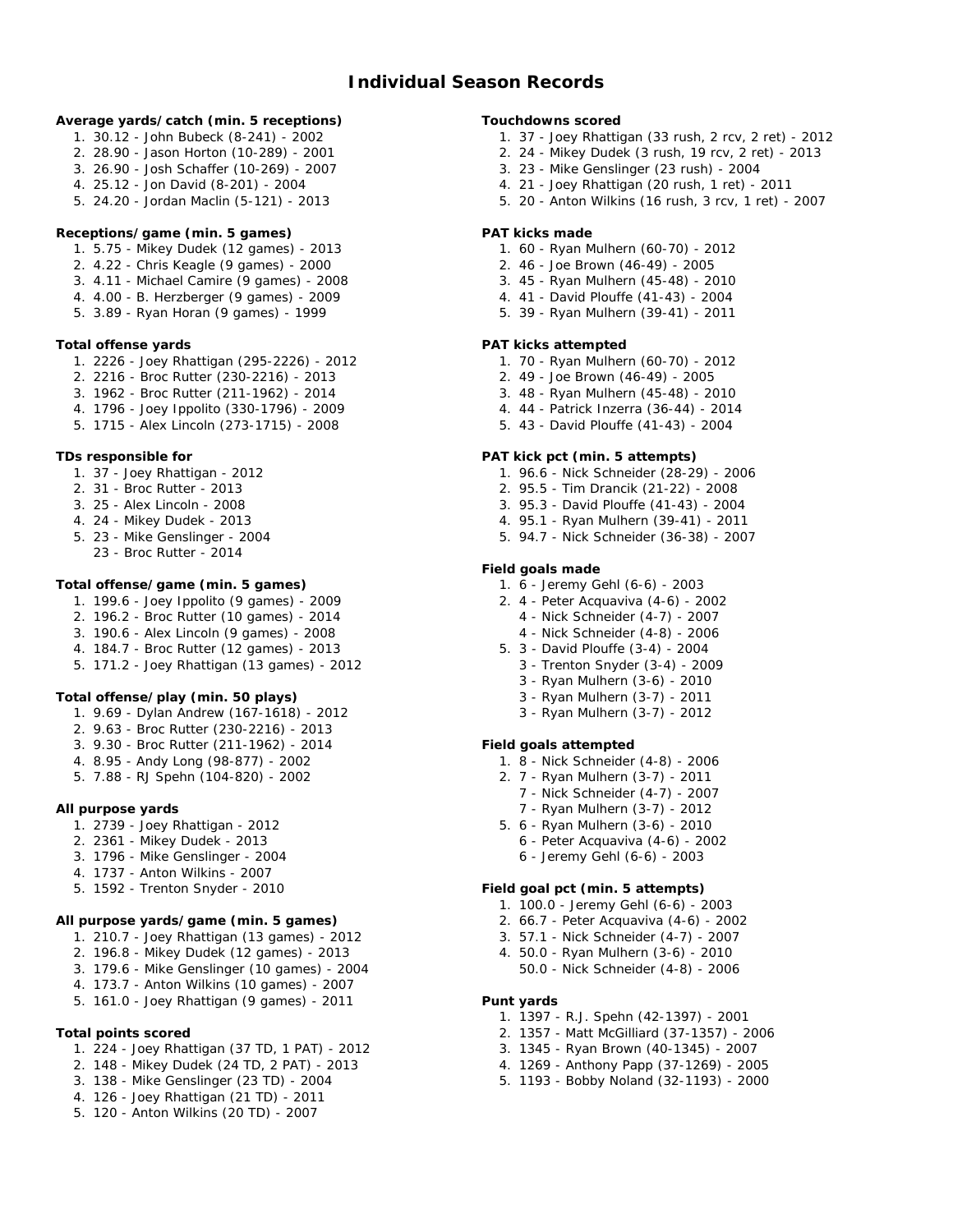# Individual Season Records

**Average yards/catch (min. 5 receptions)**

1. 30.12 - John Bubeck (8-241) - 2002
2. 28.90 - Jason Horton (10-289) - 2001
3. 26.90 - Josh Schaffer (10-269) - 2007
4. 25.12 - Jon David (8-201) - 2004
5. 24.20 - Jordan Maclin (5-121) - 2013

**Receptions/game (min. 5 games)**

1. 5.75 - Mikey Dudek (12 games) - 2013
2. 4.22 - Chris Keagle (9 games) - 2000
3. 4.11 - Michael Camire (9 games) - 2008
4. 4.00 - B. Herzberger (9 games) - 2009
5. 3.89 - Ryan Horan (9 games) - 1999

**Total offense yards**

1. 2226 - Joey Rhattigan (295-2226) - 2012
2. 2216 - Broc Rutter (230-2216) - 2013
3. 1962 - Broc Rutter (211-1962) - 2014
4. 1796 - Joey Ippolito (330-1796) - 2009
5. 1715 - Alex Lincoln (273-1715) - 2008

**TDs responsible for**

1. 37 - Joey Rhattigan - 2012
2. 31 - Broc Rutter - 2013
3. 25 - Alex Lincoln - 2008
4. 24 - Mikey Dudek - 2013
5. 23 - Mike Genslinger - 2004
   23 - Broc Rutter - 2014

**Total offense/game (min. 5 games)**

1. 199.6 - Joey Ippolito (9 games) - 2009
2. 196.2 - Broc Rutter (10 games) - 2014
3. 190.6 - Alex Lincoln (9 games) - 2008
4. 184.7 - Broc Rutter (12 games) - 2013
5. 171.2 - Joey Rhattigan (13 games) - 2012

**Total offense/play (min. 50 plays)**

1. 9.69 - Dylan Andrew (167-1618) - 2012
2. 9.63 - Broc Rutter (230-2216) - 2013
3. 9.30 - Broc Rutter (211-1962) - 2014
4. 8.95 - Andy Long (98-877) - 2002
5. 7.88 - RJ Spehn (104-820) - 2002

**All purpose yards**

1. 2739 - Joey Rhattigan - 2012
2. 2361 - Mikey Dudek - 2013
3. 1796 - Mike Genslinger - 2004
4. 1737 - Anton Wilkins - 2007
5. 1592 - Trenton Snyder - 2010

**All purpose yards/game (min. 5 games)**

1. 210.7 - Joey Rhattigan (13 games) - 2012
2. 196.8 - Mikey Dudek (12 games) - 2013
3. 179.6 - Mike Genslinger (10 games) - 2004
4. 173.7 - Anton Wilkins (10 games) - 2007
5. 161.0 - Joey Rhattigan (9 games) - 2011

**Total points scored**

1. 224 - Joey Rhattigan (37 TD, 1 PAT) - 2012
2. 148 - Mikey Dudek (24 TD, 2 PAT) - 2013
3. 138 - Mike Genslinger (23 TD) - 2004
4. 126 - Joey Rhattigan (21 TD) - 2011
5. 120 - Anton Wilkins (20 TD) - 2007

**Touchdowns scored**

1. 37 - Joey Rhattigan (33 rush, 2 rcv, 2 ret) - 2012
2. 24 - Mikey Dudek (3 rush, 19 rcv, 2 ret) - 2013
3. 23 - Mike Genslinger (23 rush) - 2004
4. 21 - Joey Rhattigan (20 rush, 1 ret) - 2011
5. 20 - Anton Wilkins (16 rush, 3 rcv, 1 ret) - 2007

**PAT kicks made**

1. 60 - Ryan Mulhern (60-70) - 2012
2. 46 - Joe Brown (46-49) - 2005
3. 45 - Ryan Mulhern (45-48) - 2010
4. 41 - David Plouffe (41-43) - 2004
5. 39 - Ryan Mulhern (39-41) - 2011

**PAT kicks attempted**

1. 70 - Ryan Mulhern (60-70) - 2012
2. 49 - Joe Brown (46-49) - 2005
3. 48 - Ryan Mulhern (45-48) - 2010
4. 44 - Patrick Inzerra (36-44) - 2014
5. 43 - David Plouffe (41-43) - 2004

**PAT kick pct (min. 5 attempts)**

1. 96.6 - Nick Schneider (28-29) - 2006
2. 95.5 - Tim Drancik (21-22) - 2008
3. 95.3 - David Plouffe (41-43) - 2004
4. 95.1 - Ryan Mulhern (39-41) - 2011
5. 94.7 - Nick Schneider (36-38) - 2007

**Field goals made**

1. 6 - Jeremy Gehl (6-6) - 2003
2. 4 - Peter Acquaviva (4-6) - 2002
   4 - Nick Schneider (4-7) - 2007
   4 - Nick Schneider (4-8) - 2006
5. 3 - David Plouffe (3-4) - 2004
   3 - Trenton Snyder (3-4) - 2009
   3 - Ryan Mulhern (3-6) - 2010
   3 - Ryan Mulhern (3-7) - 2011
   3 - Ryan Mulhern (3-7) - 2012

**Field goals attempted**

1. 8 - Nick Schneider (4-8) - 2006
2. 7 - Ryan Mulhern (3-7) - 2011
   7 - Nick Schneider (4-7) - 2007
   7 - Ryan Mulhern (3-7) - 2012
5. 6 - Ryan Mulhern (3-6) - 2010
   6 - Peter Acquaviva (4-6) - 2002
   6 - Jeremy Gehl (6-6) - 2003

**Field goal pct (min. 5 attempts)**

1. 100.0 - Jeremy Gehl (6-6) - 2003
2. 66.7 - Peter Acquaviva (4-6) - 2002
3. 57.1 - Nick Schneider (4-7) - 2007
4. 50.0 - Ryan Mulhern (3-6) - 2010
   50.0 - Nick Schneider (4-8) - 2006

**Punt yards**

1. 1397 - R.J. Spehn (42-1397) - 2001
2. 1357 - Matt McGilliard (37-1357) - 2006
3. 1345 - Ryan Brown (40-1345) - 2007
4. 1269 - Anthony Papp (37-1269) - 2005
5. 1193 - Bobby Noland (32-1193) - 2000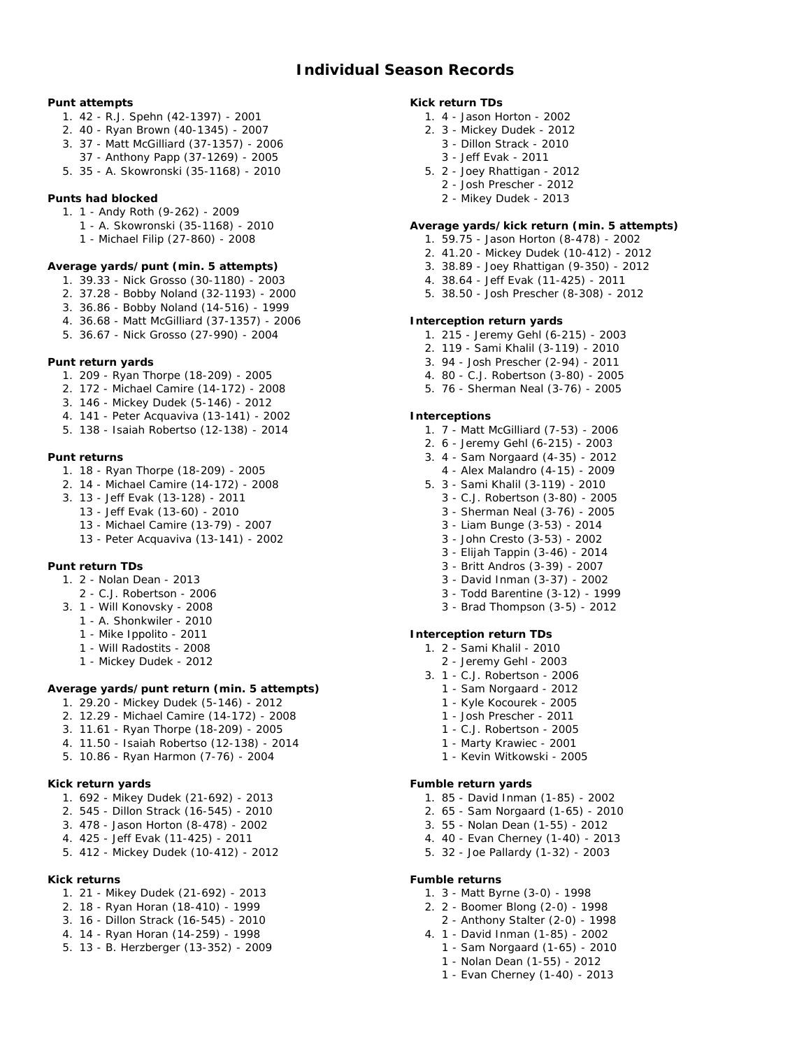# Individual Season Records

### Punt attempts

1. 42 - R.J. Spehn (42-1397) - 2001
2. 40 - Ryan Brown (40-1345) - 2007
3. 37 - Matt McGilliard (37-1357) - 2006
   37 - Anthony Papp (37-1269) - 2005
5. 35 - A. Skowronski (35-1168) - 2010

### Punts had blocked

1. 1 - Andy Roth (9-262) - 2009
   1 - A. Skowronski (35-1168) - 2010
   1 - Michael Filip (27-860) - 2008

### Average yards/punt (min. 5 attempts)

1. 39.33 - Nick Grosso (30-1180) - 2003
2. 37.28 - Bobby Noland (32-1193) - 2000
3. 36.86 - Bobby Noland (14-516) - 1999
4. 36.68 - Matt McGilliard (37-1357) - 2006
5. 36.67 - Nick Grosso (27-990) - 2004

### Punt return yards

1. 209 - Ryan Thorpe (18-209) - 2005
2. 172 - Michael Camire (14-172) - 2008
3. 146 - Mickey Dudek (5-146) - 2012
4. 141 - Peter Acquaviva (13-141) - 2002
5. 138 - Isaiah Robertso (12-138) - 2014

### Punt returns

1. 18 - Ryan Thorpe (18-209) - 2005
2. 14 - Michael Camire (14-172) - 2008
3. 13 - Jeff Evak (13-128) - 2011
   13 - Jeff Evak (13-60) - 2010
   13 - Michael Camire (13-79) - 2007
   13 - Peter Acquaviva (13-141) - 2002

### Punt return TDs

1. 2 - Nolan Dean - 2013
   2 - C.J. Robertson - 2006
3. 1 - Will Konovsky - 2008
   1 - A. Shonkwiler - 2010
   1 - Mike Ippolito - 2011
   1 - Will Radostits - 2008
   1 - Mickey Dudek - 2012

### Average yards/punt return (min. 5 attempts)

1. 29.20 - Mickey Dudek (5-146) - 2012
2. 12.29 - Michael Camire (14-172) - 2008
3. 11.61 - Ryan Thorpe (18-209) - 2005
4. 11.50 - Isaiah Robertso (12-138) - 2014
5. 10.86 - Ryan Harmon (7-76) - 2004

### Kick return yards

1. 692 - Mikey Dudek (21-692) - 2013
2. 545 - Dillon Strack (16-545) - 2010
3. 478 - Jason Horton (8-478) - 2002
4. 425 - Jeff Evak (11-425) - 2011
5. 412 - Mickey Dudek (10-412) - 2012

### Kick returns

1. 21 - Mikey Dudek (21-692) - 2013
2. 18 - Ryan Horan (18-410) - 1999
3. 16 - Dillon Strack (16-545) - 2010
4. 14 - Ryan Horan (14-259) - 1998
5. 13 - B. Herzberger (13-352) - 2009

### Kick return TDs

1. 4 - Jason Horton - 2002
2. 3 - Mickey Dudek - 2012
   3 - Dillon Strack - 2010
   3 - Jeff Evak - 2011
5. 2 - Joey Rhattigan - 2012
   2 - Josh Prescher - 2012
   2 - Mikey Dudek - 2013

### Average yards/kick return (min. 5 attempts)

1. 59.75 - Jason Horton (8-478) - 2002
2. 41.20 - Mickey Dudek (10-412) - 2012
3. 38.89 - Joey Rhattigan (9-350) - 2012
4. 38.64 - Jeff Evak (11-425) - 2011
5. 38.50 - Josh Prescher (8-308) - 2012

### Interception return yards

1. 215 - Jeremy Gehl (6-215) - 2003
2. 119 - Sami Khalil (3-119) - 2010
3. 94 - Josh Prescher (2-94) - 2011
4. 80 - C.J. Robertson (3-80) - 2005
5. 76 - Sherman Neal (3-76) - 2005

### Interceptions

1. 7 - Matt McGilliard (7-53) - 2006
2. 6 - Jeremy Gehl (6-215) - 2003
3. 4 - Sam Norgaard (4-35) - 2012
   4 - Alex Malandro (4-15) - 2009
5. 3 - Sami Khalil (3-119) - 2010
   3 - C.J. Robertson (3-80) - 2005
   3 - Sherman Neal (3-76) - 2005
   3 - Liam Bunge (3-53) - 2014
   3 - John Cresto (3-53) - 2002
   3 - Elijah Tappin (3-46) - 2014
   3 - Britt Andros (3-39) - 2007
   3 - David Inman (3-37) - 2002
   3 - Todd Barentine (3-12) - 1999
   3 - Brad Thompson (3-5) - 2012

### Interception return TDs

1. 2 - Sami Khalil - 2010
   2 - Jeremy Gehl - 2003
3. 1 - C.J. Robertson - 2006
   1 - Sam Norgaard - 2012
   1 - Kyle Kocourek - 2005
   1 - Josh Prescher - 2011
   1 - C.J. Robertson - 2005
   1 - Marty Krawiec - 2001
   1 - Kevin Witkowski - 2005

### Fumble return yards

1. 85 - David Inman (1-85) - 2002
2. 65 - Sam Norgaard (1-65) - 2010
3. 55 - Nolan Dean (1-55) - 2012
4. 40 - Evan Cherney (1-40) - 2013
5. 32 - Joe Pallardy (1-32) - 2003

### Fumble returns

1. 3 - Matt Byrne (3-0) - 1998
2. 2 - Boomer Blong (2-0) - 1998
   2 - Anthony Stalter (2-0) - 1998
4. 1 - David Inman (1-85) - 2002
   1 - Sam Norgaard (1-65) - 2010
   1 - Nolan Dean (1-55) - 2012
   1 - Evan Cherney (1-40) - 2013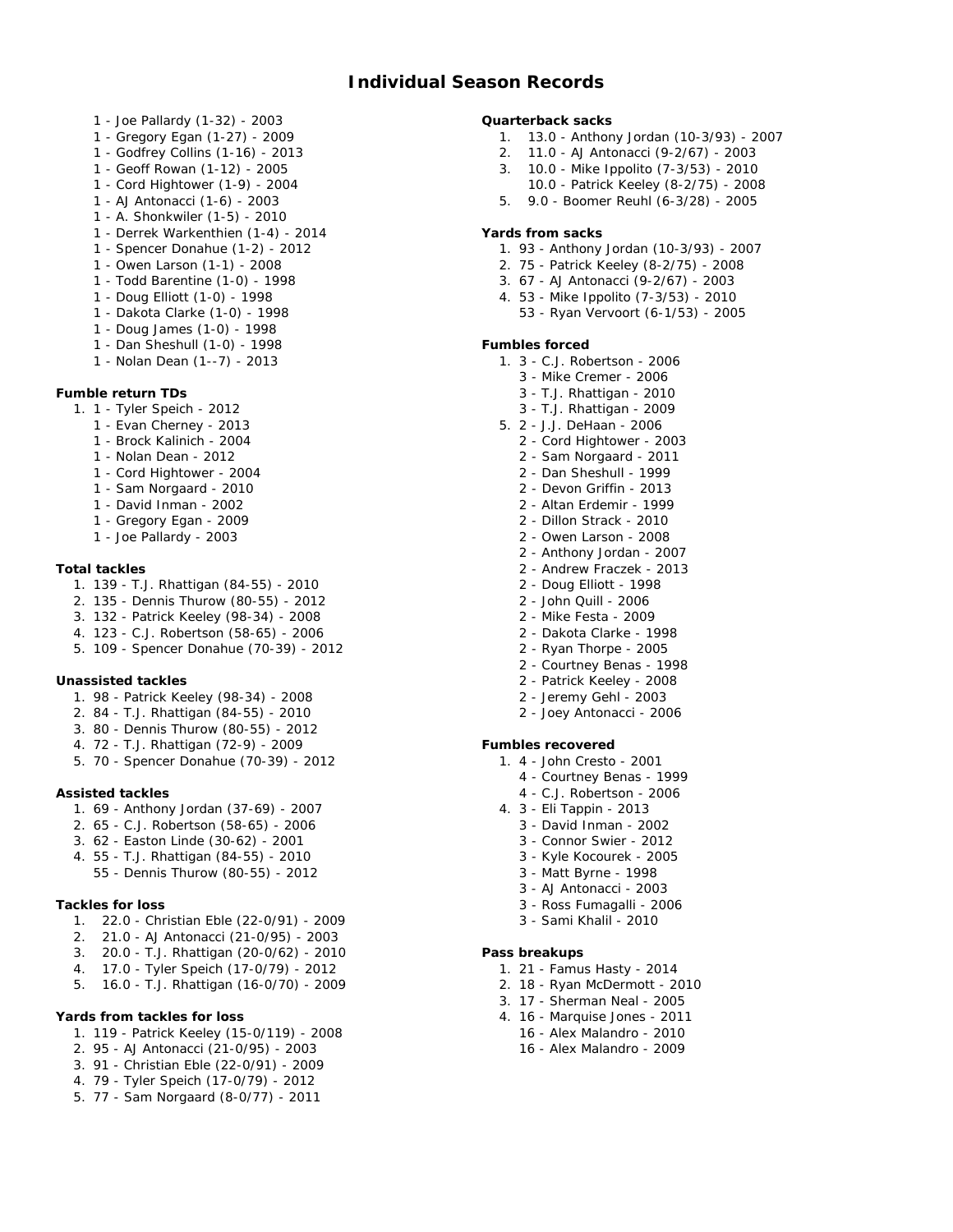# Individual Season Records

1 - Joe Pallardy (1-32) - 2003
1 - Gregory Egan (1-27) - 2009
1 - Godfrey Collins (1-16) - 2013
1 - Geoff Rowan (1-12) - 2005
1 - Cord Hightower (1-9) - 2004
1 - AJ Antonacci (1-6) - 2003
1 - A. Shonkwiler (1-5) - 2010
1 - Derrek Warkenthien (1-4) - 2014
1 - Spencer Donahue (1-2) - 2012
1 - Owen Larson (1-1) - 2008
1 - Todd Barentine (1-0) - 1998
1 - Doug Elliott (1-0) - 1998
1 - Dakota Clarke (1-0) - 1998
1 - Doug James (1-0) - 1998
1 - Dan Sheshull (1-0) - 1998
1 - Nolan Dean (1--7) - 2013

**Fumble return TDs**

1. 1 - Tyler Speich - 2012
   1 - Evan Cherney - 2013
   1 - Brock Kalinich - 2004
   1 - Nolan Dean - 2012
   1 - Cord Hightower - 2004
   1 - Sam Norgaard - 2010
   1 - David Inman - 2002
   1 - Gregory Egan - 2009
   1 - Joe Pallardy - 2003

**Total tackles**

1. 139 - T.J. Rhattigan (84-55) - 2010
2. 135 - Dennis Thurow (80-55) - 2012
3. 132 - Patrick Keeley (98-34) - 2008
4. 123 - C.J. Robertson (58-65) - 2006
5. 109 - Spencer Donahue (70-39) - 2012

**Unassisted tackles**

1. 98 - Patrick Keeley (98-34) - 2008
2. 84 - T.J. Rhattigan (84-55) - 2010
3. 80 - Dennis Thurow (80-55) - 2012
4. 72 - T.J. Rhattigan (72-9) - 2009
5. 70 - Spencer Donahue (70-39) - 2012

**Assisted tackles**

1. 69 - Anthony Jordan (37-69) - 2007
2. 65 - C.J. Robertson (58-65) - 2006
3. 62 - Easton Linde (30-62) - 2001
4. 55 - T.J. Rhattigan (84-55) - 2010
   55 - Dennis Thurow (80-55) - 2012

**Tackles for loss**

1. 22.0 - Christian Eble (22-0/91) - 2009
2. 21.0 - AJ Antonacci (21-0/95) - 2003
3. 20.0 - T.J. Rhattigan (20-0/62) - 2010
4. 17.0 - Tyler Speich (17-0/79) - 2012
5. 16.0 - T.J. Rhattigan (16-0/70) - 2009

**Yards from tackles for loss**

1. 119 - Patrick Keeley (15-0/119) - 2008
2. 95 - AJ Antonacci (21-0/95) - 2003
3. 91 - Christian Eble (22-0/91) - 2009
4. 79 - Tyler Speich (17-0/79) - 2012
5. 77 - Sam Norgaard (8-0/77) - 2011

**Quarterback sacks**

1. 13.0 - Anthony Jordan (10-3/93) - 2007
2. 11.0 - AJ Antonacci (9-2/67) - 2003
3. 10.0 - Mike Ippolito (7-3/53) - 2010
   10.0 - Patrick Keeley (8-2/75) - 2008
5. 9.0 - Boomer Reuhl (6-3/28) - 2005

**Yards from sacks**

1. 93 - Anthony Jordan (10-3/93) - 2007
2. 75 - Patrick Keeley (8-2/75) - 2008
3. 67 - AJ Antonacci (9-2/67) - 2003
4. 53 - Mike Ippolito (7-3/53) - 2010
   53 - Ryan Vervoort (6-1/53) - 2005

**Fumbles forced**

1. 3 - C.J. Robertson - 2006
   3 - Mike Cremer - 2006
   3 - T.J. Rhattigan - 2010
   3 - T.J. Rhattigan - 2009
5. 2 - J.J. DeHaan - 2006
   2 - Cord Hightower - 2003
   2 - Sam Norgaard - 2011
   2 - Dan Sheshull - 1999
   2 - Devon Griffin - 2013
   2 - Altan Erdemir - 1999
   2 - Dillon Strack - 2010
   2 - Owen Larson - 2008
   2 - Anthony Jordan - 2007
   2 - Andrew Fraczek - 2013
   2 - Doug Elliott - 1998
   2 - John Quill - 2006
   2 - Mike Festa - 2009
   2 - Dakota Clarke - 1998
   2 - Ryan Thorpe - 2005
   2 - Courtney Benas - 1998
   2 - Patrick Keeley - 2008
   2 - Jeremy Gehl - 2003
   2 - Joey Antonacci - 2006

**Fumbles recovered**

1. 4 - John Cresto - 2001
   4 - Courtney Benas - 1999
   4 - C.J. Robertson - 2006
4. 3 - Eli Tappin - 2013
   3 - David Inman - 2002
   3 - Connor Swier - 2012
   3 - Kyle Kocourek - 2005
   3 - Matt Byrne - 1998
   3 - AJ Antonacci - 2003
   3 - Ross Fumagalli - 2006
   3 - Sami Khalil - 2010

**Pass breakups**

1. 21 - Famus Hasty - 2014
2. 18 - Ryan McDermott - 2010
3. 17 - Sherman Neal - 2005
4. 16 - Marquise Jones - 2011
   16 - Alex Malandro - 2010
   16 - Alex Malandro - 2009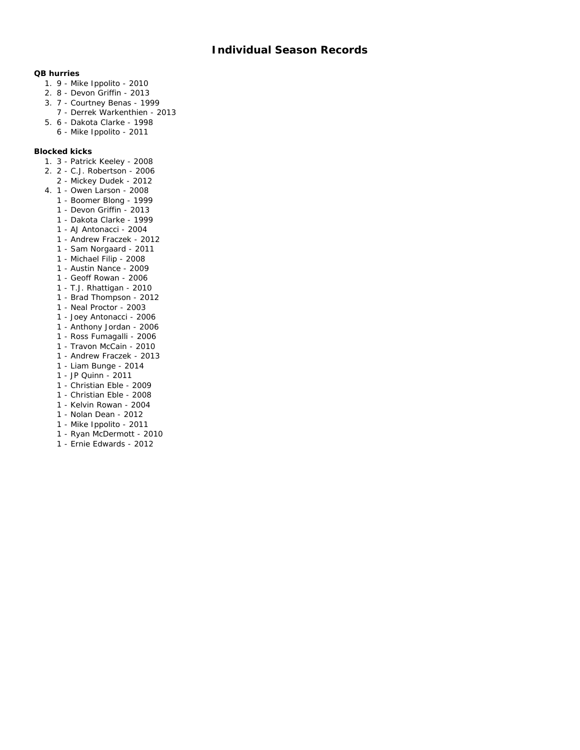# Individual Season Records

**QB hurries**

1. 9 - Mike Ippolito - 2010
2. 8 - Devon Griffin - 2013
3. 7 - Courtney Benas - 1999
   7 - Derrek Warkenthien - 2013
5. 6 - Dakota Clarke - 1998
   6 - Mike Ippolito - 2011

**Blocked kicks**

1. 3 - Patrick Keeley - 2008
2. 2 - C.J. Robertson - 2006
   2 - Mickey Dudek - 2012
4. 1 - Owen Larson - 2008
   1 - Boomer Blong - 1999
   1 - Devon Griffin - 2013
   1 - Dakota Clarke - 1999
   1 - AJ Antonacci - 2004
   1 - Andrew Fraczek - 2012
   1 - Sam Norgaard - 2011
   1 - Michael Filip - 2008
   1 - Austin Nance - 2009
   1 - Geoff Rowan - 2006
   1 - T.J. Rhattigan - 2010
   1 - Brad Thompson - 2012
   1 - Neal Proctor - 2003
   1 - Joey Antonacci - 2006
   1 - Anthony Jordan - 2006
   1 - Ross Fumagalli - 2006
   1 - Travon McCain - 2010
   1 - Andrew Fraczek - 2013
   1 - Liam Bunge - 2014
   1 - JP Quinn - 2011
   1 - Christian Eble - 2009
   1 - Christian Eble - 2008
   1 - Kelvin Rowan - 2004
   1 - Nolan Dean - 2012
   1 - Mike Ippolito - 2011
   1 - Ryan McDermott - 2010
   1 - Ernie Edwards - 2012